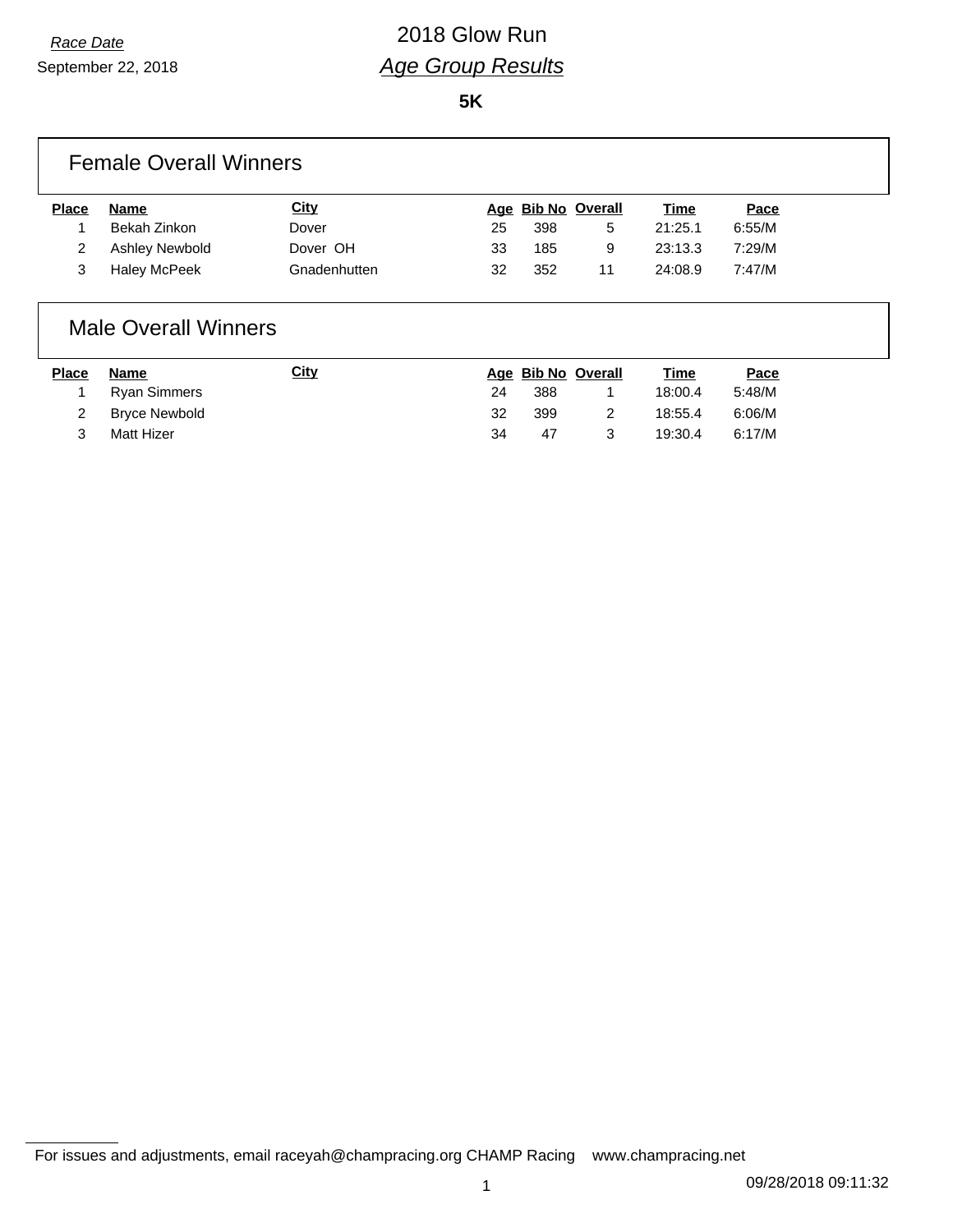*Race Date*

September 22, 2018

# 2018 Glow Run

## *Age Group Results*

**5K**

### Female Overall Winners

| Place | Name | City | Age | Bib No | Overall | Time | Pace |
|---|---|---|---|---|---|---|---|
| 1 | Bekah Zinkon | Dover | 25 | 398 | 5 | 21:25.1 | 6:55/M |
| 2 | Ashley Newbold | Dover OH | 33 | 185 | 9 | 23:13.3 | 7:29/M |
| 3 | Haley McPeek | Gnadenhutten | 32 | 352 | 11 | 24:08.9 | 7:47/M |

### Male Overall Winners

| Place | Name | City | Age | Bib No | Overall | Time | Pace |
|---|---|---|---|---|---|---|---|
| 1 | Ryan Simmers | | 24 | 388 | 1 | 18:00.4 | 5:48/M |
| 2 | Bryce Newbold | | 32 | 399 | 2 | 18:55.4 | 6:06/M |
| 3 | Matt Hizer | | 34 | 47 | 3 | 19:30.4 | 6:17/M |

For issues and adjustments, email raceyah@champracing.org CHAMP Racing www.champracing.net

09/28/2018 09:11:32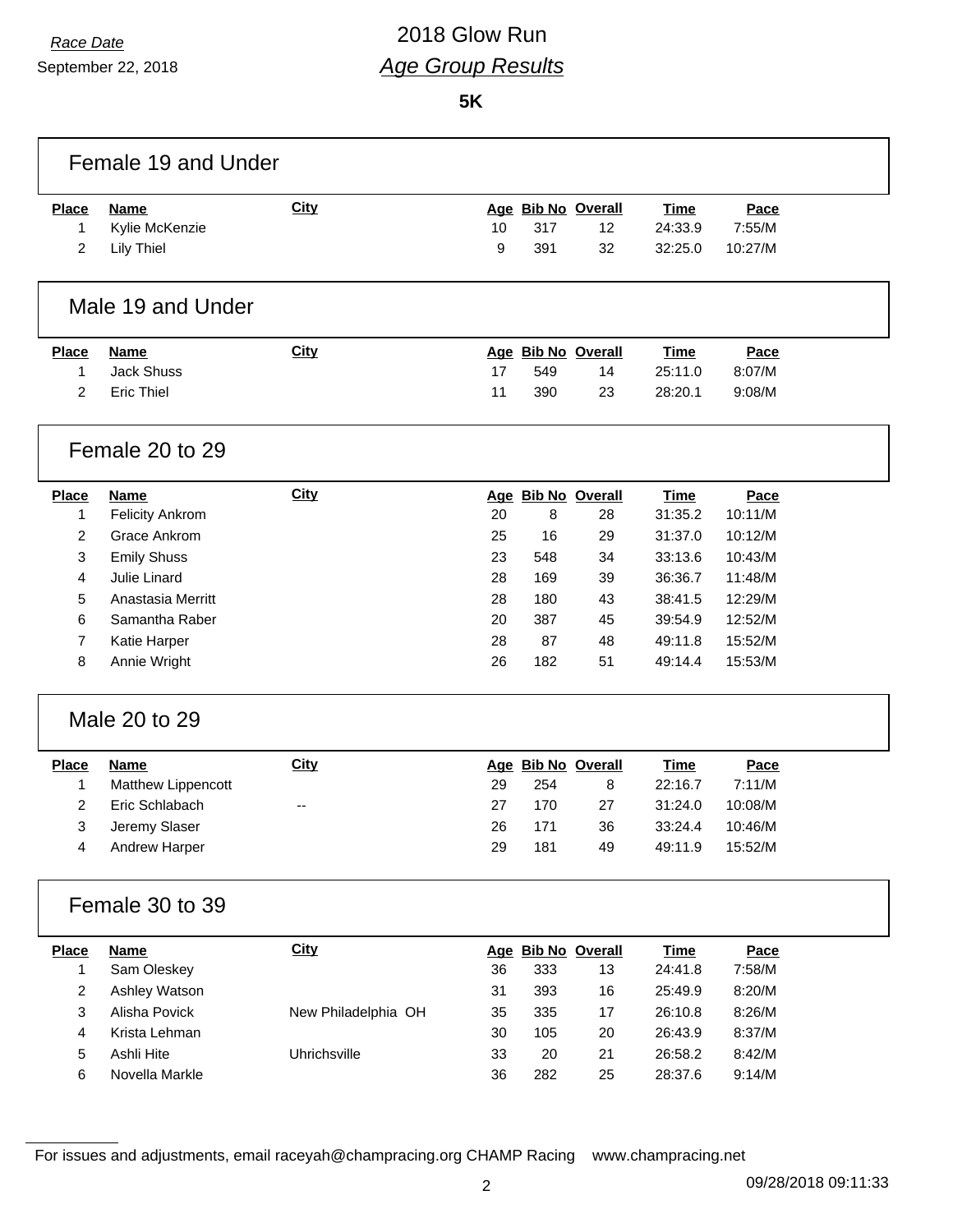*Race Date*

September 22, 2018

# 2018 Glow Run

## *Age Group Results*

**5K**

### Female 19 and Under

| Place | Name | City | Age | Bib No | Overall | Time | Pace |
|---|---|---|---|---|---|---|---|
| 1 | Kylie McKenzie | | 10 | 317 | 12 | 24:33.9 | 7:55/M |
| 2 | Lily Thiel | | 9 | 391 | 32 | 32:25.0 | 10:27/M |

### Male 19 and Under

| Place | Name | City | Age | Bib No | Overall | Time | Pace |
|---|---|---|---|---|---|---|---|
| 1 | Jack Shuss | | 17 | 549 | 14 | 25:11.0 | 8:07/M |
| 2 | Eric Thiel | | 11 | 390 | 23 | 28:20.1 | 9:08/M |

### Female 20 to 29

| Place | Name | City | Age | Bib No | Overall | Time | Pace |
|---|---|---|---|---|---|---|---|
| 1 | Felicity Ankrom | | 20 | 8 | 28 | 31:35.2 | 10:11/M |
| 2 | Grace Ankrom | | 25 | 16 | 29 | 31:37.0 | 10:12/M |
| 3 | Emily Shuss | | 23 | 548 | 34 | 33:13.6 | 10:43/M |
| 4 | Julie Linard | | 28 | 169 | 39 | 36:36.7 | 11:48/M |
| 5 | Anastasia Merritt | | 28 | 180 | 43 | 38:41.5 | 12:29/M |
| 6 | Samantha Raber | | 20 | 387 | 45 | 39:54.9 | 12:52/M |
| 7 | Katie Harper | | 28 | 87 | 48 | 49:11.8 | 15:52/M |
| 8 | Annie Wright | | 26 | 182 | 51 | 49:14.4 | 15:53/M |

### Male 20 to 29

| Place | Name | City | Age | Bib No | Overall | Time | Pace |
|---|---|---|---|---|---|---|---|
| 1 | Matthew Lippencott | | 29 | 254 | 8 | 22:16.7 | 7:11/M |
| 2 | Eric Schlabach | -- | 27 | 170 | 27 | 31:24.0 | 10:08/M |
| 3 | Jeremy Slaser | | 26 | 171 | 36 | 33:24.4 | 10:46/M |
| 4 | Andrew Harper | | 29 | 181 | 49 | 49:11.9 | 15:52/M |

### Female 30 to 39

| Place | Name | City | Age | Bib No | Overall | Time | Pace |
|---|---|---|---|---|---|---|---|
| 1 | Sam Oleskey | | 36 | 333 | 13 | 24:41.8 | 7:58/M |
| 2 | Ashley Watson | | 31 | 393 | 16 | 25:49.9 | 8:20/M |
| 3 | Alisha Povick | New Philadelphia OH | 35 | 335 | 17 | 26:10.8 | 8:26/M |
| 4 | Krista Lehman | | 30 | 105 | 20 | 26:43.9 | 8:37/M |
| 5 | Ashli Hite | Uhrichsville | 33 | 20 | 21 | 26:58.2 | 8:42/M |
| 6 | Novella Markle | | 36 | 282 | 25 | 28:37.6 | 9:14/M |

For issues and adjustments, email raceyah@champracing.org CHAMP Racing www.champracing.net

09/28/2018 09:11:33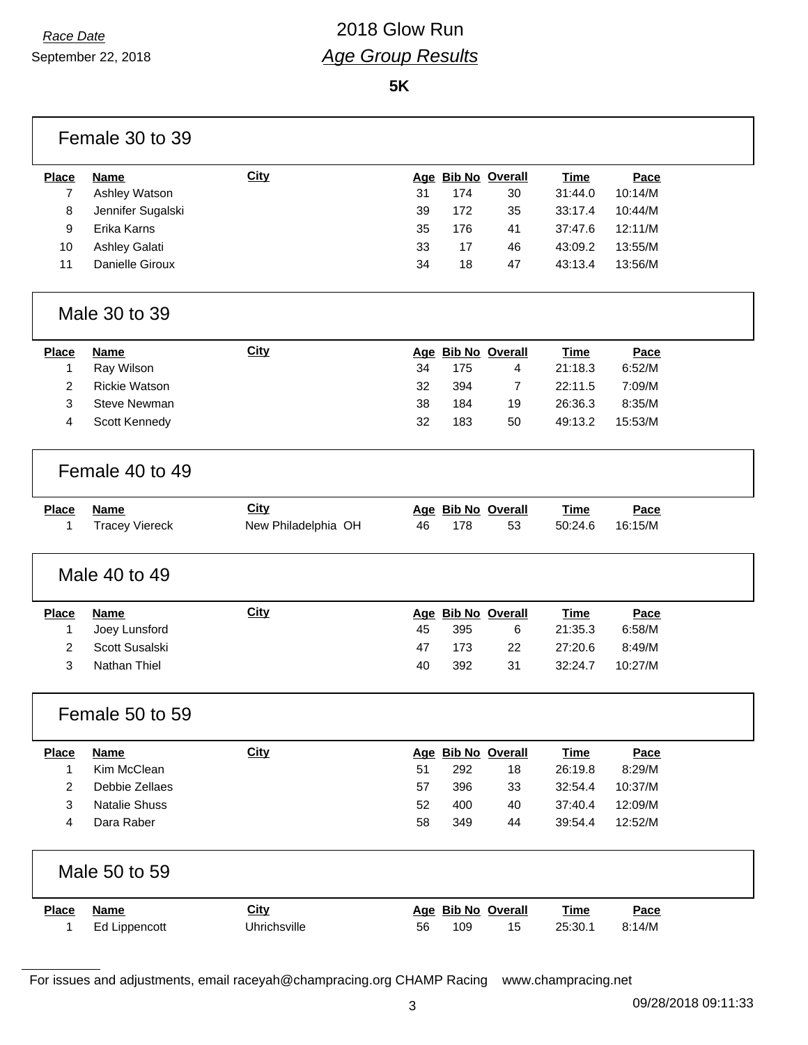Race Date
September 22, 2018

# 2018 Glow Run
## *Age Group Results*

**5K**

### Female 30 to 39

| Place | Name | City | Age | Bib No | Overall | Time | Pace |
|---|---|---|---|---|---|---|---|
| 7 | Ashley Watson | | 31 | 174 | 30 | 31:44.0 | 10:14/M |
| 8 | Jennifer Sugalski | | 39 | 172 | 35 | 33:17.4 | 10:44/M |
| 9 | Erika Karns | | 35 | 176 | 41 | 37:47.6 | 12:11/M |
| 10 | Ashley Galati | | 33 | 17 | 46 | 43:09.2 | 13:55/M |
| 11 | Danielle Giroux | | 34 | 18 | 47 | 43:13.4 | 13:56/M |

### Male 30 to 39

| Place | Name | City | Age | Bib No | Overall | Time | Pace |
|---|---|---|---|---|---|---|---|
| 1 | Ray Wilson | | 34 | 175 | 4 | 21:18.3 | 6:52/M |
| 2 | Rickie Watson | | 32 | 394 | 7 | 22:11.5 | 7:09/M |
| 3 | Steve Newman | | 38 | 184 | 19 | 26:36.3 | 8:35/M |
| 4 | Scott Kennedy | | 32 | 183 | 50 | 49:13.2 | 15:53/M |

### Female 40 to 49

| Place | Name | City | Age | Bib No | Overall | Time | Pace |
|---|---|---|---|---|---|---|---|
| 1 | Tracey Viereck | New Philadelphia OH | 46 | 178 | 53 | 50:24.6 | 16:15/M |

### Male 40 to 49

| Place | Name | City | Age | Bib No | Overall | Time | Pace |
|---|---|---|---|---|---|---|---|
| 1 | Joey Lunsford | | 45 | 395 | 6 | 21:35.3 | 6:58/M |
| 2 | Scott Susalski | | 47 | 173 | 22 | 27:20.6 | 8:49/M |
| 3 | Nathan Thiel | | 40 | 392 | 31 | 32:24.7 | 10:27/M |

### Female 50 to 59

| Place | Name | City | Age | Bib No | Overall | Time | Pace |
|---|---|---|---|---|---|---|---|
| 1 | Kim McClean | | 51 | 292 | 18 | 26:19.8 | 8:29/M |
| 2 | Debbie Zellaes | | 57 | 396 | 33 | 32:54.4 | 10:37/M |
| 3 | Natalie Shuss | | 52 | 400 | 40 | 37:40.4 | 12:09/M |
| 4 | Dara Raber | | 58 | 349 | 44 | 39:54.4 | 12:52/M |

### Male 50 to 59

| Place | Name | City | Age | Bib No | Overall | Time | Pace |
|---|---|---|---|---|---|---|---|
| 1 | Ed Lippencott | Uhrichsville | 56 | 109 | 15 | 25:30.1 | 8:14/M |

For issues and adjustments, email raceyah@champracing.org CHAMP Racing www.champracing.net

09/28/2018 09:11:33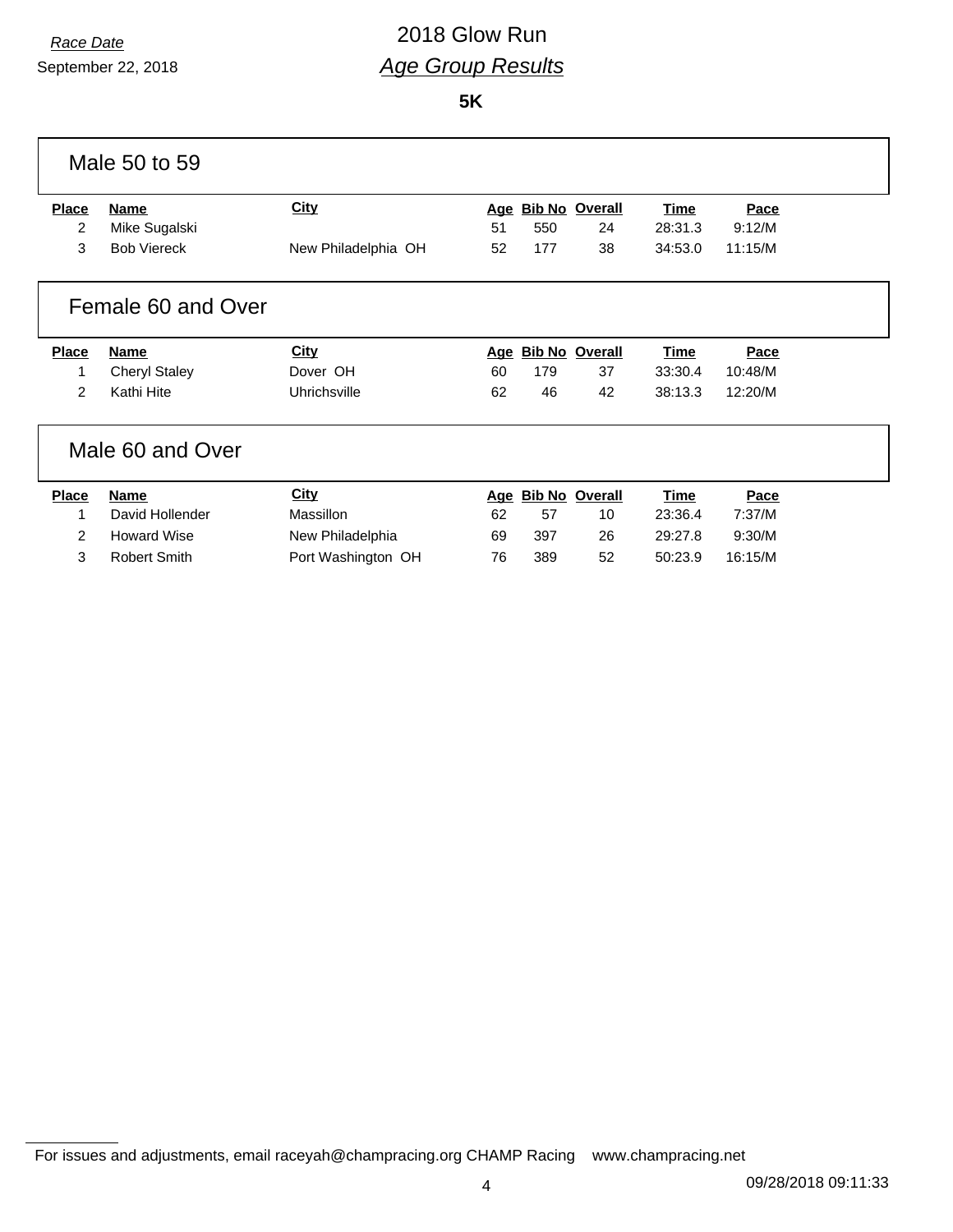*Race Date*

September 22, 2018

# 2018 Glow Run

## *Age Group Results*

**5K**

### Male 50 to 59

| Place | Name | City | Age | Bib No | Overall | Time | Pace |
|---|---|---|---|---|---|---|---|
| 2 | Mike Sugalski | | 51 | 550 | 24 | 28:31.3 | 9:12/M |
| 3 | Bob Viereck | New Philadelphia OH | 52 | 177 | 38 | 34:53.0 | 11:15/M |

### Female 60 and Over

| Place | Name | City | Age | Bib No | Overall | Time | Pace |
|---|---|---|---|---|---|---|---|
| 1 | Cheryl Staley | Dover OH | 60 | 179 | 37 | 33:30.4 | 10:48/M |
| 2 | Kathi Hite | Uhrichsville | 62 | 46 | 42 | 38:13.3 | 12:20/M |

### Male 60 and Over

| Place | Name | City | Age | Bib No | Overall | Time | Pace |
|---|---|---|---|---|---|---|---|
| 1 | David Hollender | Massillon | 62 | 57 | 10 | 23:36.4 | 7:37/M |
| 2 | Howard Wise | New Philadelphia | 69 | 397 | 26 | 29:27.8 | 9:30/M |
| 3 | Robert Smith | Port Washington OH | 76 | 389 | 52 | 50:23.9 | 16:15/M |

For issues and adjustments, email raceyah@champracing.org CHAMP Racing www.champracing.net

09/28/2018 09:11:33